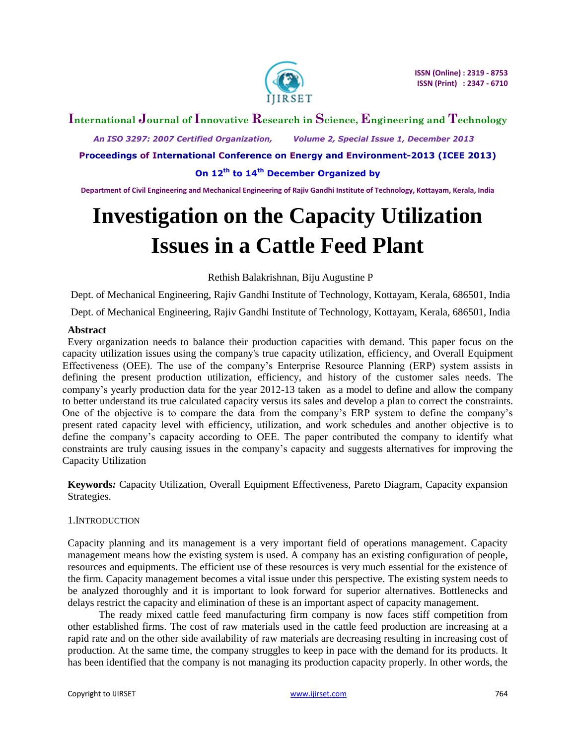# Investigation on the Capacity Utilization Issues in a Cattle Feed Plant

Rethish Balakrishnan, Biju Augustine P

Dept. of Mechanical Engineering, Rajiv Gandhi Institute of Technology, Kottayam, Kerala, 686501, India

Dept. of Mechanical Engineering, Rajiv Gandhi Institute of Technology, Kottayam, Kerala, 686501, India

**Abstract**

Every organization needs to balance their production capacities with demand. This paper focus on the capacity utilization issues using the company's true capacity utilization, efficiency, and Overall Equipment Effectiveness (OEE). The use of the company's Enterprise Resource Planning (ERP) system assists in defining the present production utilization, efficiency, and history of the customer sales needs. The company's yearly production data for the year 2012-13 taken as a model to define and allow the company to better understand its true calculated capacity versus its sales and develop a plan to correct the constraints. One of the objective is to compare the data from the company's ERP system to define the company's present rated capacity level with efficiency, utilization, and work schedules and another objective is to define the company's capacity according to OEE. The paper contributed the company to identify what constraints are truly causing issues in the company's capacity and suggests alternatives for improving the Capacity Utilization

**Keywords***:* Capacity Utilization, Overall Equipment Effectiveness, Pareto Diagram, Capacity expansion Strategies.

## 1. Introduction

Capacity planning and its management is a very important field of operations management. Capacity management means how the existing system is used. A company has an existing configuration of people, resources and equipments. The efficient use of these resources is very much essential for the existence of the firm. Capacity management becomes a vital issue under this perspective. The existing system needs to be analyzed thoroughly and it is important to look forward for superior alternatives. Bottlenecks and delays restrict the capacity and elimination of these is an important aspect of capacity management.

The ready mixed cattle feed manufacturing firm company is now faces stiff competition from other established firms. The cost of raw materials used in the cattle feed production are increasing at a rapid rate and on the other side availability of raw materials are decreasing resulting in increasing cost of production. At the same time, the company struggles to keep in pace with the demand for its products. It has been identified that the company is not managing its production capacity properly. In other words, the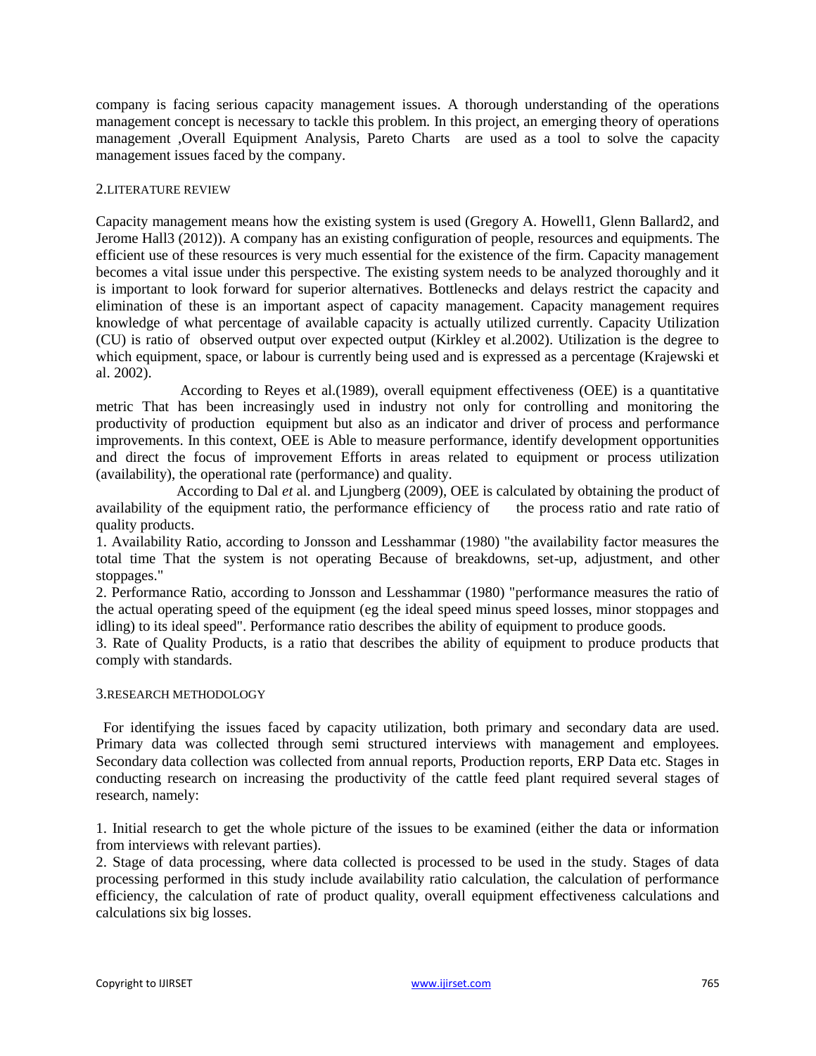company is facing serious capacity management issues. A thorough understanding of the operations management concept is necessary to tackle this problem. In this project, an emerging theory of operations management ,Overall Equipment Analysis, Pareto Charts are used as a tool to solve the capacity management issues faced by the company.

## 2.LITERATURE REVIEW

Capacity management means how the existing system is used (Gregory A. Howell1, Glenn Ballard2, and Jerome Hall3 (2012)). A company has an existing configuration of people, resources and equipments. The efficient use of these resources is very much essential for the existence of the firm. Capacity management becomes a vital issue under this perspective. The existing system needs to be analyzed thoroughly and it is important to look forward for superior alternatives. Bottlenecks and delays restrict the capacity and elimination of these is an important aspect of capacity management. Capacity management requires knowledge of what percentage of available capacity is actually utilized currently. Capacity Utilization (CU) is ratio of observed output over expected output (Kirkley et al.2002). Utilization is the degree to which equipment, space, or labour is currently being used and is expressed as a percentage (Krajewski et al. 2002).

According to Reyes et al.(1989), overall equipment effectiveness (OEE) is a quantitative metric That has been increasingly used in industry not only for controlling and monitoring the productivity of production equipment but also as an indicator and driver of process and performance improvements. In this context, OEE is Able to measure performance, identify development opportunities and direct the focus of improvement Efforts in areas related to equipment or process utilization (availability), the operational rate (performance) and quality.

According to Dal *et* al. and Ljungberg (2009), OEE is calculated by obtaining the product of availability of the equipment ratio, the performance efficiency of the process ratio and rate ratio of quality products.

1. Availability Ratio, according to Jonsson and Lesshammar (1980) "the availability factor measures the total time That the system is not operating Because of breakdowns, set-up, adjustment, and other stoppages."
2. Performance Ratio, according to Jonsson and Lesshammar (1980) "performance measures the ratio of the actual operating speed of the equipment (eg the ideal speed minus speed losses, minor stoppages and idling) to its ideal speed". Performance ratio describes the ability of equipment to produce goods.
3. Rate of Quality Products, is a ratio that describes the ability of equipment to produce products that comply with standards.

## 3.RESEARCH METHODOLOGY

For identifying the issues faced by capacity utilization, both primary and secondary data are used. Primary data was collected through semi structured interviews with management and employees. Secondary data collection was collected from annual reports, Production reports, ERP Data etc. Stages in conducting research on increasing the productivity of the cattle feed plant required several stages of research, namely:

1. Initial research to get the whole picture of the issues to be examined (either the data or information from interviews with relevant parties).
2. Stage of data processing, where data collected is processed to be used in the study. Stages of data processing performed in this study include availability ratio calculation, the calculation of performance efficiency, the calculation of rate of product quality, overall equipment effectiveness calculations and calculations six big losses.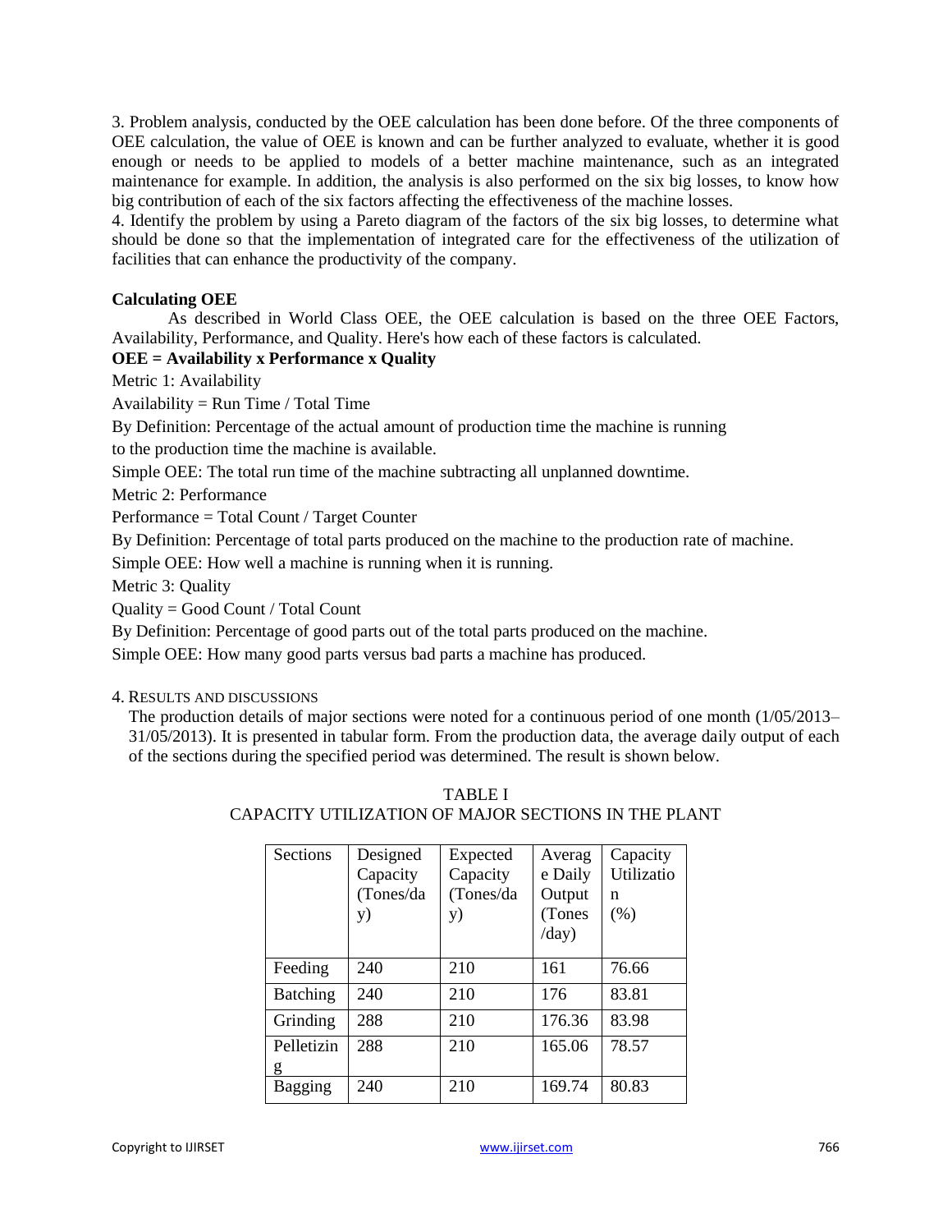3. Problem analysis, conducted by the OEE calculation has been done before. Of the three components of OEE calculation, the value of OEE is known and can be further analyzed to evaluate, whether it is good enough or needs to be applied to models of a better machine maintenance, such as an integrated maintenance for example. In addition, the analysis is also performed on the six big losses, to know how big contribution of each of the six factors affecting the effectiveness of the machine losses.

4. Identify the problem by using a Pareto diagram of the factors of the six big losses, to determine what should be done so that the implementation of integrated care for the effectiveness of the utilization of facilities that can enhance the productivity of the company.

**Calculating OEE**

As described in World Class OEE, the OEE calculation is based on the three OEE Factors, Availability, Performance, and Quality. Here's how each of these factors is calculated.

**OEE = Availability x Performance x Quality**

Metric 1: Availability

Availability = Run Time / Total Time

By Definition: Percentage of the actual amount of production time the machine is running to the production time the machine is available.

Simple OEE: The total run time of the machine subtracting all unplanned downtime.

Metric 2: Performance

Performance = Total Count / Target Counter

By Definition: Percentage of total parts produced on the machine to the production rate of machine.

Simple OEE: How well a machine is running when it is running.

Metric 3: Quality

Quality = Good Count / Total Count

By Definition: Percentage of good parts out of the total parts produced on the machine.

Simple OEE: How many good parts versus bad parts a machine has produced.

## 4. Results and Discussions

The production details of major sections were noted for a continuous period of one month (1/05/2013–31/05/2013). It is presented in tabular form. From the production data, the average daily output of each of the sections during the specified period was determined. The result is shown below.

TABLE I
CAPACITY UTILIZATION OF MAJOR SECTIONS IN THE PLANT

| Sections | Designed Capacity (Tones/day) | Expected Capacity (Tones/day) | Average Daily Output (Tones /day) | Capacity Utilization (%) |
|---|---|---|---|---|
| Feeding | 240 | 210 | 161 | 76.66 |
| Batching | 240 | 210 | 176 | 83.81 |
| Grinding | 288 | 210 | 176.36 | 83.98 |
| Pelletizing | 288 | 210 | 165.06 | 78.57 |
| Bagging | 240 | 210 | 169.74 | 80.83 |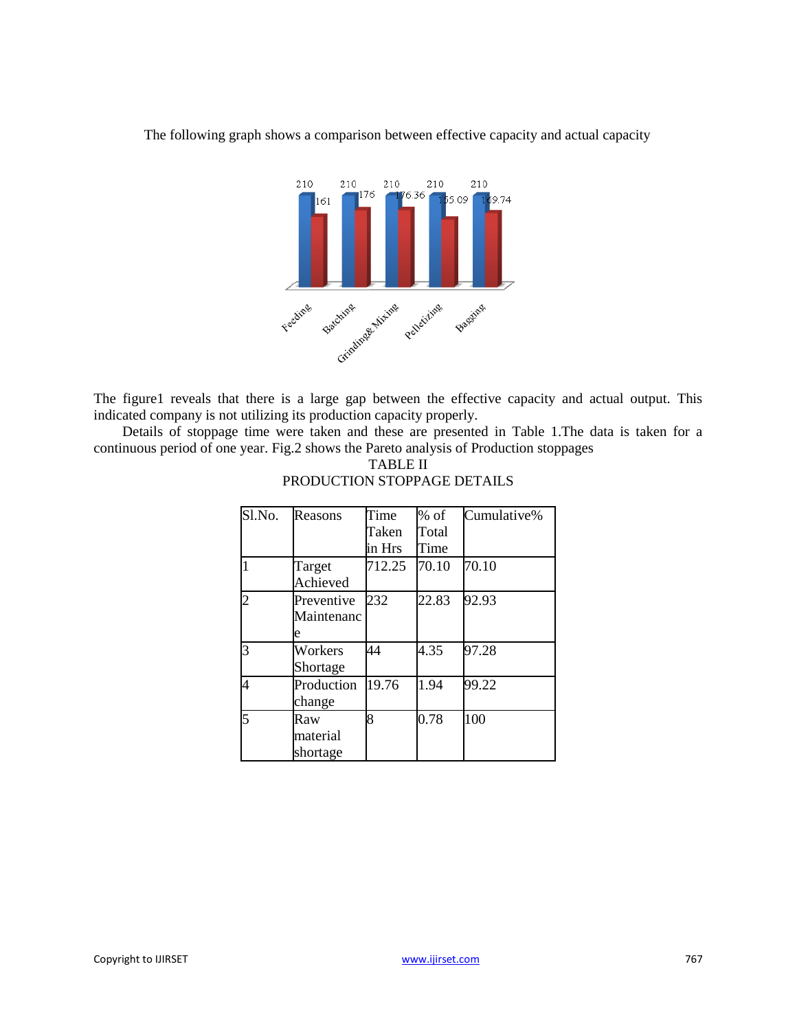The following graph shows a comparison between effective capacity and actual capacity

The figure1 reveals that there is a large gap between the effective capacity and actual output. This indicated company is not utilizing its production capacity properly.

Details of stoppage time were taken and these are presented in Table 1.The data is taken for a continuous period of one year. Fig.2 shows the Pareto analysis of Production stoppages

TABLE II
PRODUCTION STOPPAGE DETAILS

| Sl.No. | Reasons | Time Taken in Hrs | % of Total Time | Cumulative% |
|---|---|---|---|---|
| 1 | Target Achieved | 712.25 | 70.10 | 70.10 |
| 2 | Preventive Maintenance | 232 | 22.83 | 92.93 |
| 3 | Workers Shortage | 44 | 4.35 | 97.28 |
| 4 | Production change | 19.76 | 1.94 | 99.22 |
| 5 | Raw material shortage | 8 | 0.78 | 100 |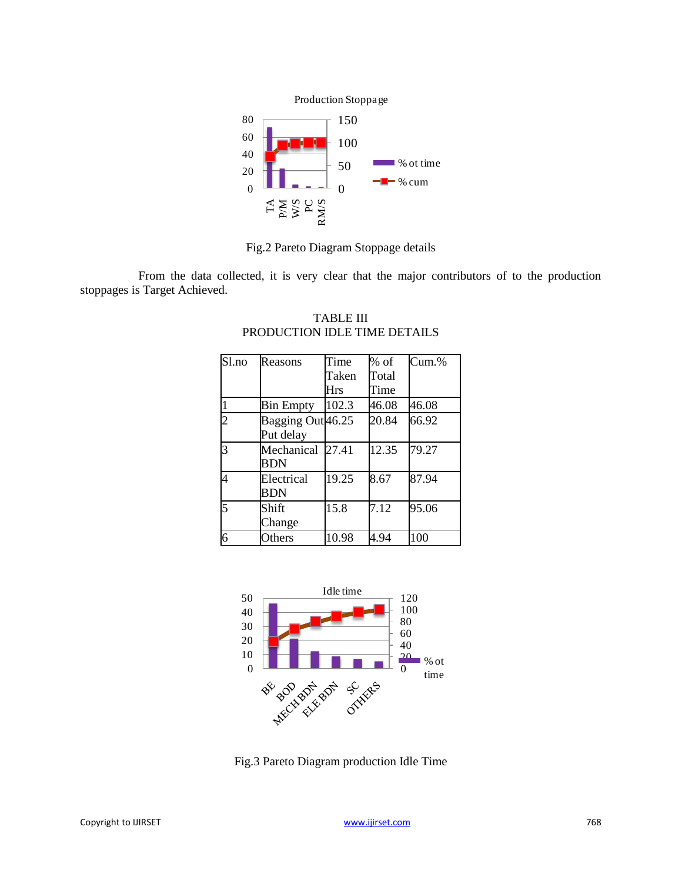Fig.2 Pareto Diagram Stoppage details

From the data collected, it is very clear that the major contributors of to the production stoppages is Target Achieved.

TABLE III
PRODUCTION IDLE TIME DETAILS

| Sl.no | Reasons | Time Taken Hrs | % of Total Time | Cum.% |
|---|---|---|---|---|
| 1 | Bin Empty | 102.3 | 46.08 | 46.08 |
| 2 | Bagging Out Put delay | 46.25 | 20.84 | 66.92 |
| 3 | Mechanical BDN | 27.41 | 12.35 | 79.27 |
| 4 | Electrical BDN | 19.25 | 8.67 | 87.94 |
| 5 | Shift Change | 15.8 | 7.12 | 95.06 |
| 6 | Others | 10.98 | 4.94 | 100 |

Fig.3 Pareto Diagram production Idle Time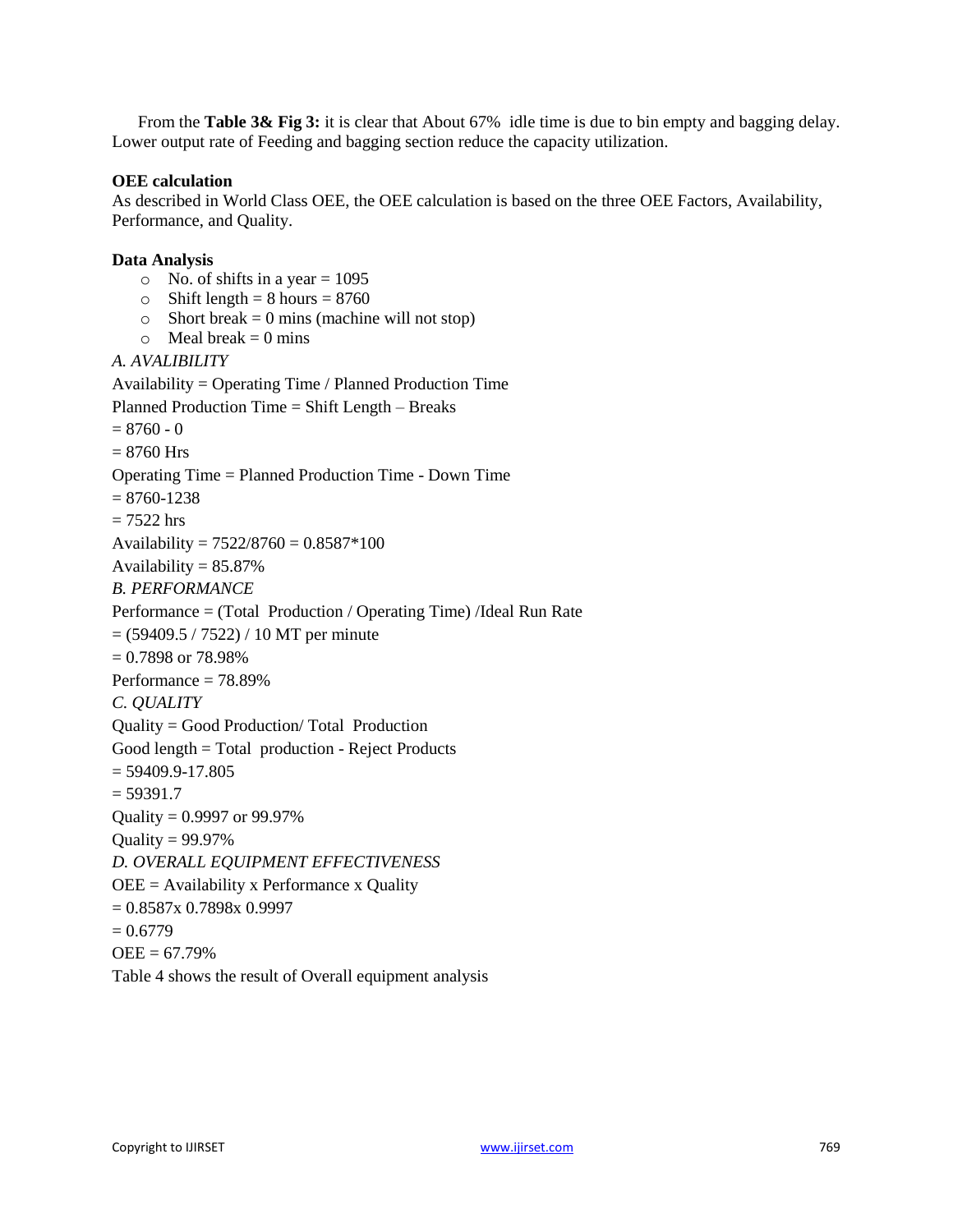From the **Table 3& Fig 3:** it is clear that About 67% idle time is due to bin empty and bagging delay. Lower output rate of Feeding and bagging section reduce the capacity utilization.

**OEE calculation**

As described in World Class OEE, the OEE calculation is based on the three OEE Factors, Availability, Performance, and Quality.

**Data Analysis**

- No. of shifts in a year = 1095
- Shift length = 8 hours = 8760
- Short break = 0 mins (machine will not stop)
- Meal break = 0 mins

*A. AVALIBILITY*

Availability = Operating Time / Planned Production Time

Planned Production Time = Shift Length – Breaks

= 8760 - 0

= 8760 Hrs

Operating Time = Planned Production Time - Down Time

= 8760-1238

= 7522 hrs

Availability = 7522/8760 = 0.8587*100

Availability = 85.87%

*B. PERFORMANCE*

Performance = (Total Production / Operating Time) /Ideal Run Rate

= (59409.5 / 7522) / 10 MT per minute

= 0.7898 or 78.98%

Performance = 78.89%

*C. QUALITY*

Quality = Good Production/ Total Production

Good length = Total production - Reject Products

= 59409.9-17.805

= 59391.7

Quality = 0.9997 or 99.97%

Quality = 99.97%

*D. OVERALL EQUIPMENT EFFECTIVENESS*

OEE = Availability x Performance x Quality

= 0.8587x 0.7898x 0.9997

= 0.6779

OEE = 67.79%

Table 4 shows the result of Overall equipment analysis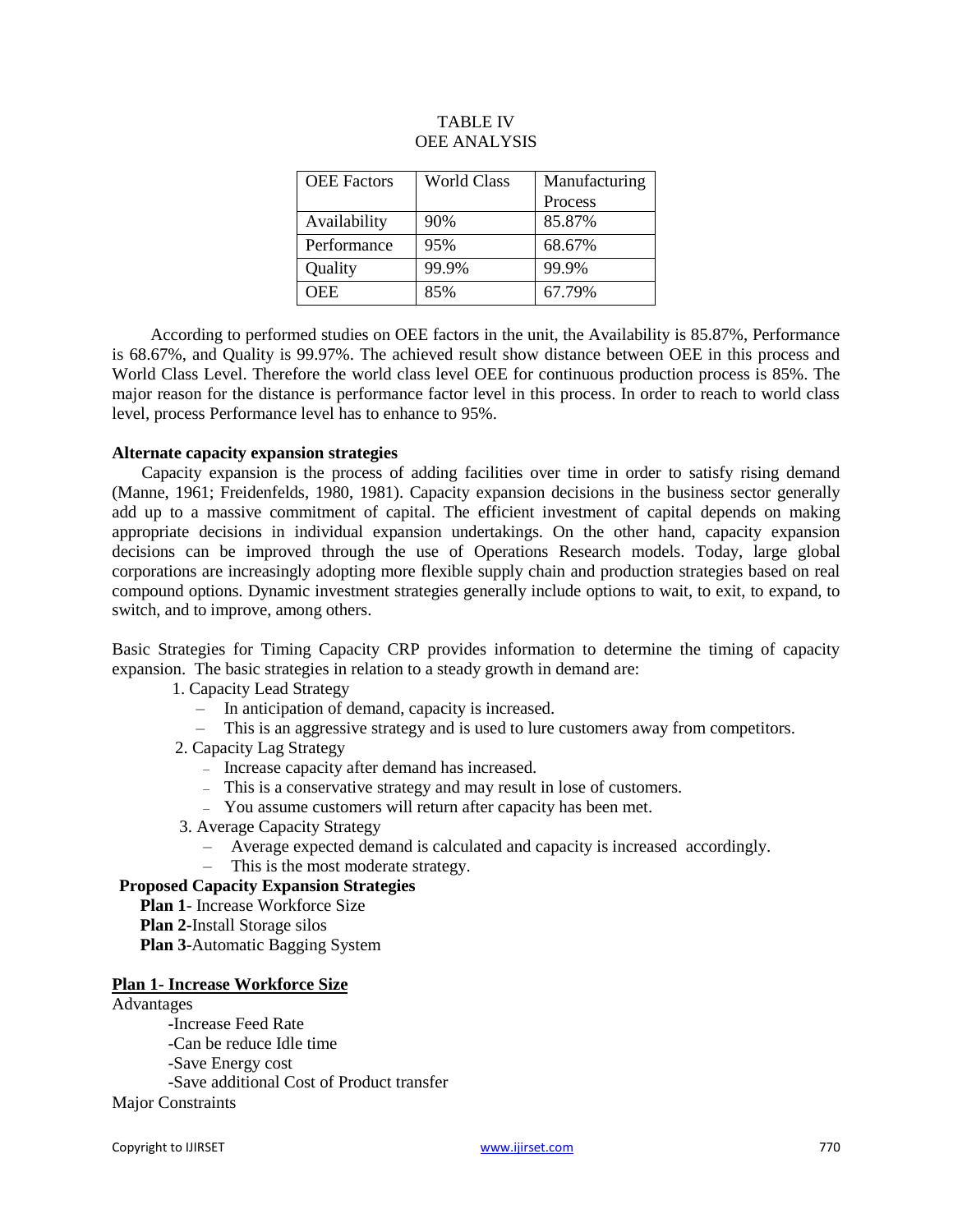TABLE IV
OEE ANALYSIS

| OEE Factors | World Class | Manufacturing Process |
|---|---|---|
| Availability | 90% | 85.87% |
| Performance | 95% | 68.67% |
| Quality | 99.9% | 99.9% |
| OEE | 85% | 67.79% |

According to performed studies on OEE factors in the unit, the Availability is 85.87%, Performance is 68.67%, and Quality is 99.97%. The achieved result show distance between OEE in this process and World Class Level. Therefore the world class level OEE for continuous production process is 85%. The major reason for the distance is performance factor level in this process. In order to reach to world class level, process Performance level has to enhance to 95%.

**Alternate capacity expansion strategies**

Capacity expansion is the process of adding facilities over time in order to satisfy rising demand (Manne, 1961; Freidenfelds, 1980, 1981). Capacity expansion decisions in the business sector generally add up to a massive commitment of capital. The efficient investment of capital depends on making appropriate decisions in individual expansion undertakings. On the other hand, capacity expansion decisions can be improved through the use of Operations Research models. Today, large global corporations are increasingly adopting more flexible supply chain and production strategies based on real compound options. Dynamic investment strategies generally include options to wait, to exit, to expand, to switch, and to improve, among others.

Basic Strategies for Timing Capacity CRP provides information to determine the timing of capacity expansion. The basic strategies in relation to a steady growth in demand are:

1. Capacity Lead Strategy
   - In anticipation of demand, capacity is increased.
   - This is an aggressive strategy and is used to lure customers away from competitors.
2. Capacity Lag Strategy
   - Increase capacity after demand has increased.
   - This is a conservative strategy and may result in lose of customers.
   - You assume customers will return after capacity has been met.
3. Average Capacity Strategy
   - Average expected demand is calculated and capacity is increased accordingly.
   - This is the most moderate strategy.

**Proposed Capacity Expansion Strategies**

**Plan 1**- Increase Workforce Size
**Plan 2**-Install Storage silos
**Plan 3**-Automatic Bagging System

**<u>Plan 1- Increase Workforce Size</u>**

Advantages

-Increase Feed Rate
-Can be reduce Idle time
-Save Energy cost
-Save additional Cost of Product transfer

Major Constraints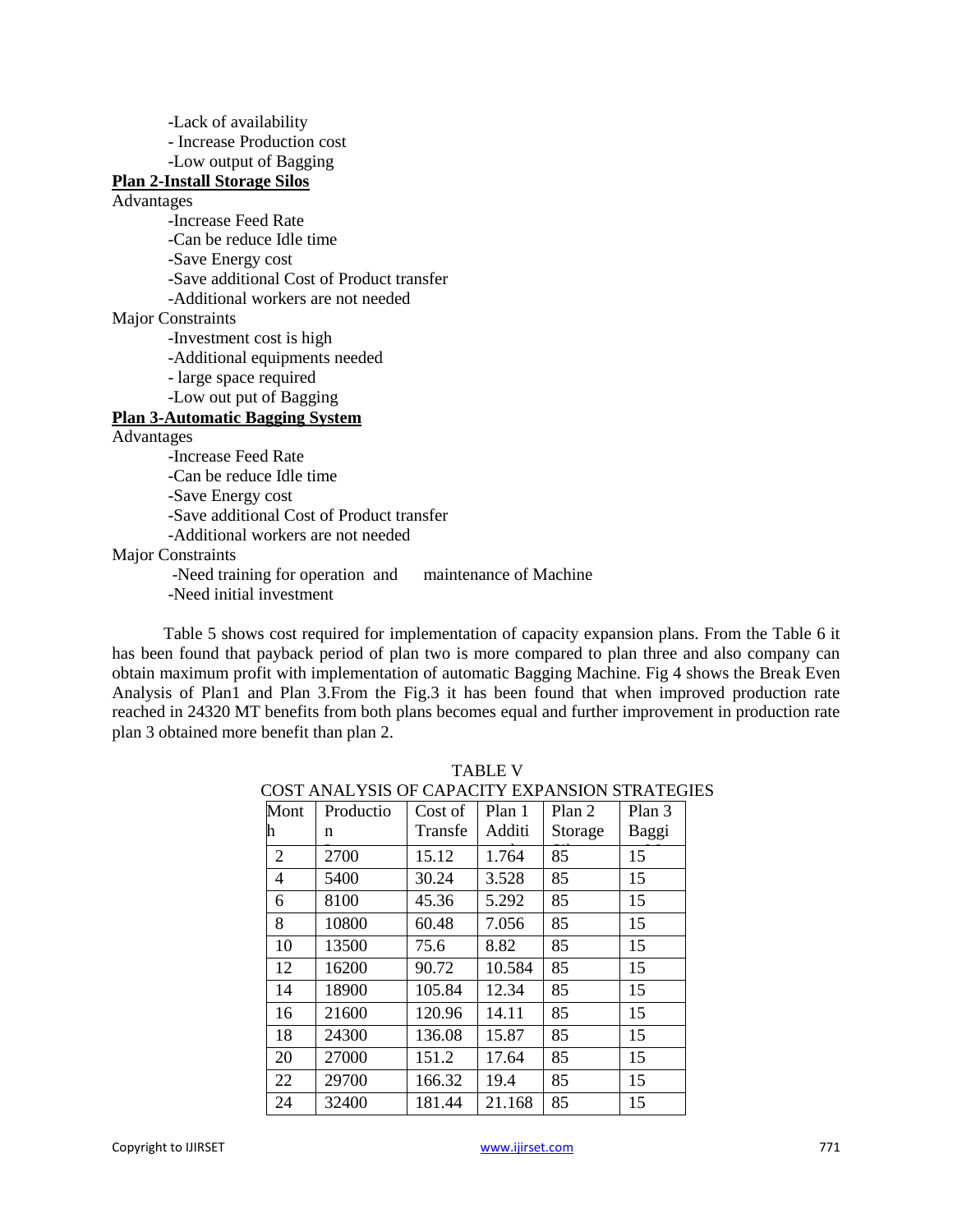-Lack of availability
- Increase Production cost
-Low output of Bagging

**Plan 2-Install Storage Silos**

Advantages

-Increase Feed Rate
-Can be reduce Idle time
-Save Energy cost
-Save additional Cost of Product transfer
-Additional workers are not needed

Major Constraints

-Investment cost is high
-Additional equipments needed
- large space required
-Low out put of Bagging

**Plan 3-Automatic Bagging System**

Advantages

-Increase Feed Rate
-Can be reduce Idle time
-Save Energy cost
-Save additional Cost of Product transfer
-Additional workers are not needed

Major Constraints

-Need training for operation and maintenance of Machine
-Need initial investment

Table 5 shows cost required for implementation of capacity expansion plans. From the Table 6 it has been found that payback period of plan two is more compared to plan three and also company can obtain maximum profit with implementation of automatic Bagging Machine. Fig 4 shows the Break Even Analysis of Plan1 and Plan 3.From the Fig.3 it has been found that when improved production rate reached in 24320 MT benefits from both plans becomes equal and further improvement in production rate plan 3 obtained more benefit than plan 2.

TABLE V
COST ANALYSIS OF CAPACITY EXPANSION STRATEGIES

| Month | Production | Cost of Transfer | Plan 1 Additional | Plan 2 Storage Silos | Plan 3 Bagging |
|---|---|---|---|---|---|
| 2 | 2700 | 15.12 | 1.764 | 85 | 15 |
| 4 | 5400 | 30.24 | 3.528 | 85 | 15 |
| 6 | 8100 | 45.36 | 5.292 | 85 | 15 |
| 8 | 10800 | 60.48 | 7.056 | 85 | 15 |
| 10 | 13500 | 75.6 | 8.82 | 85 | 15 |
| 12 | 16200 | 90.72 | 10.584 | 85 | 15 |
| 14 | 18900 | 105.84 | 12.34 | 85 | 15 |
| 16 | 21600 | 120.96 | 14.11 | 85 | 15 |
| 18 | 24300 | 136.08 | 15.87 | 85 | 15 |
| 20 | 27000 | 151.2 | 17.64 | 85 | 15 |
| 22 | 29700 | 166.32 | 19.4 | 85 | 15 |
| 24 | 32400 | 181.44 | 21.168 | 85 | 15 |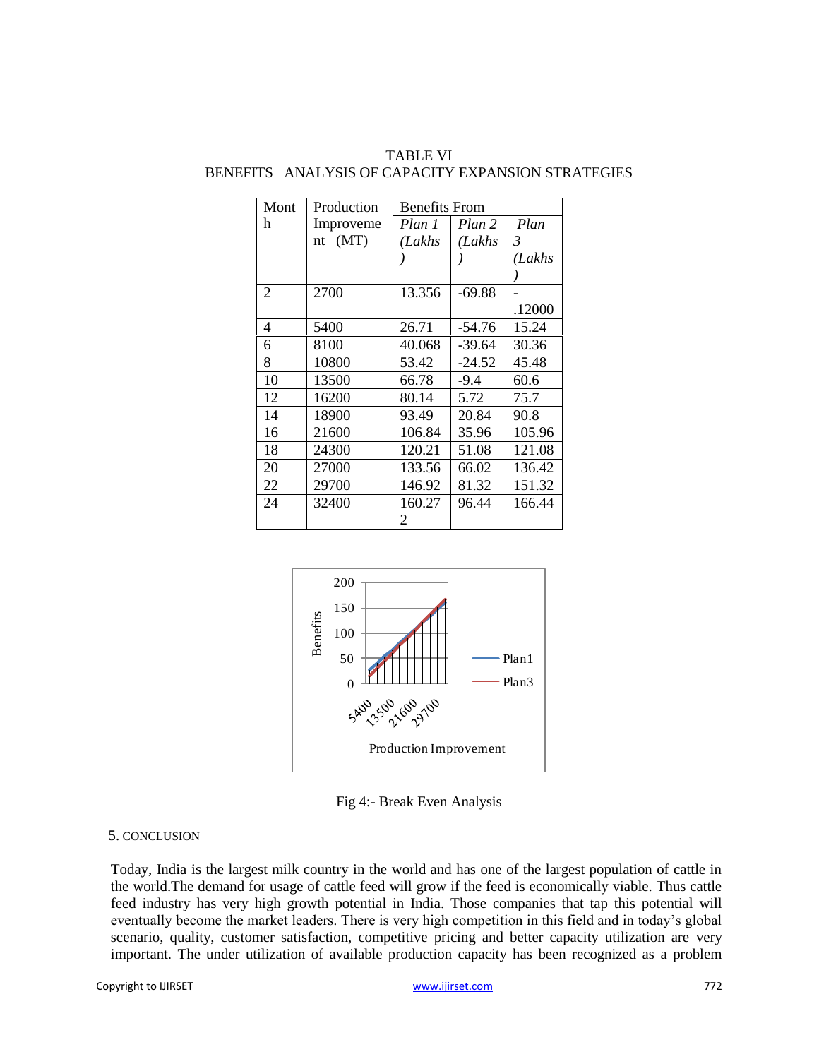TABLE VI
BENEFITS ANALYSIS OF CAPACITY EXPANSION STRATEGIES

| Month | Production Improvement (MT) | Benefits From | | |
|---|---|---|---|---|
| | | *Plan 1 (Lakhs)* | *Plan 2 (Lakhs)* | *Plan 3 (Lakhs)* |
| 2 | 2700 | 13.356 | -69.88 | -.12000 |
| 4 | 5400 | 26.71 | -54.76 | 15.24 |
| 6 | 8100 | 40.068 | -39.64 | 30.36 |
| 8 | 10800 | 53.42 | -24.52 | 45.48 |
| 10 | 13500 | 66.78 | -9.4 | 60.6 |
| 12 | 16200 | 80.14 | 5.72 | 75.7 |
| 14 | 18900 | 93.49 | 20.84 | 90.8 |
| 16 | 21600 | 106.84 | 35.96 | 105.96 |
| 18 | 24300 | 120.21 | 51.08 | 121.08 |
| 20 | 27000 | 133.56 | 66.02 | 136.42 |
| 22 | 29700 | 146.92 | 81.32 | 151.32 |
| 24 | 32400 | 160.272 | 96.44 | 166.44 |

Fig 4:- Break Even Analysis

## 5. CONCLUSION

Today, India is the largest milk country in the world and has one of the largest population of cattle in the world.The demand for usage of cattle feed will grow if the feed is economically viable. Thus cattle feed industry has very high growth potential in India. Those companies that tap this potential will eventually become the market leaders. There is very high competition in this field and in today's global scenario, quality, customer satisfaction, competitive pricing and better capacity utilization are very important. The under utilization of available production capacity has been recognized as a problem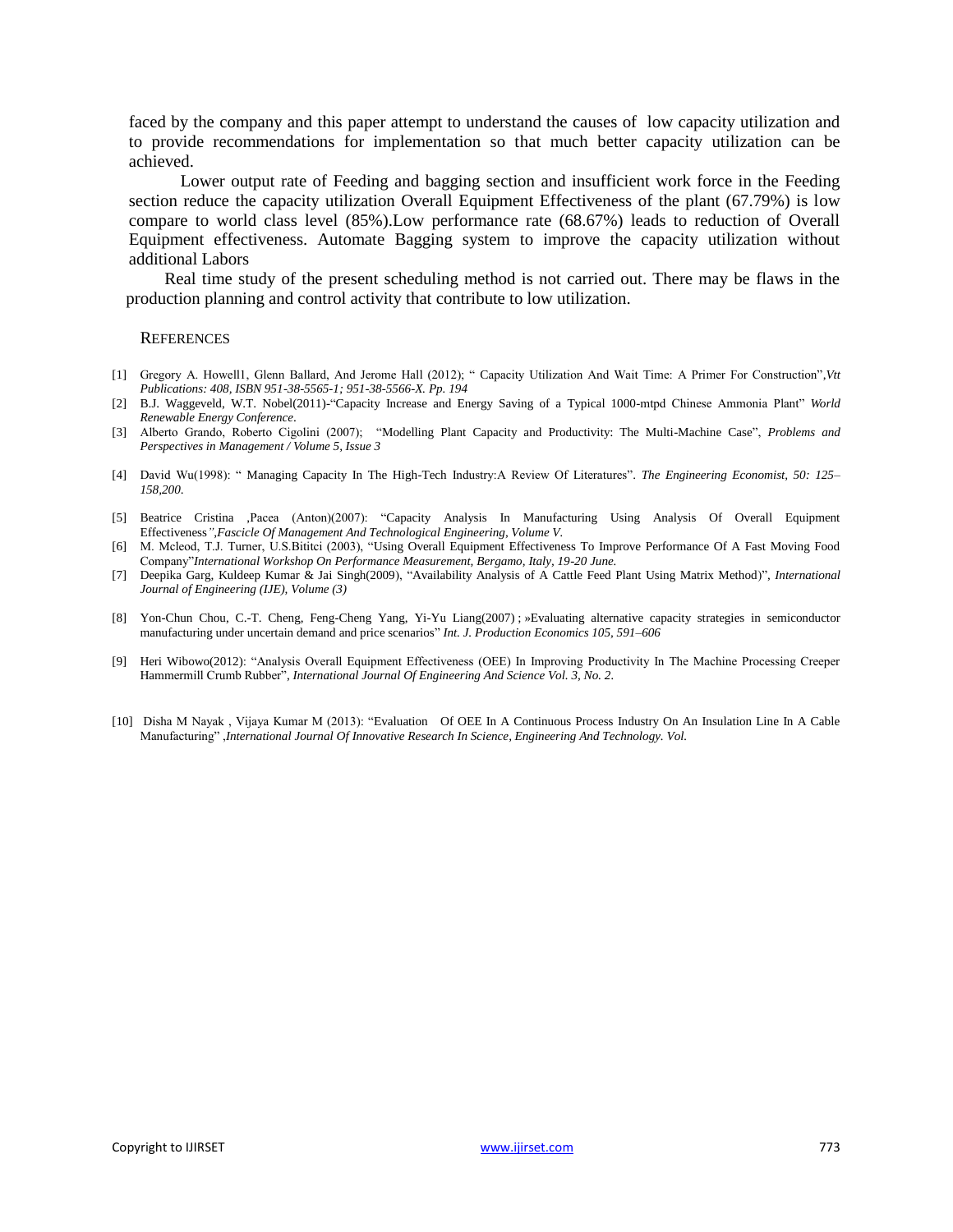faced by the company and this paper attempt to understand the causes of low capacity utilization and to provide recommendations for implementation so that much better capacity utilization can be achieved.

Lower output rate of Feeding and bagging section and insufficient work force in the Feeding section reduce the capacity utilization Overall Equipment Effectiveness of the plant (67.79%) is low compare to world class level (85%).Low performance rate (68.67%) leads to reduction of Overall Equipment effectiveness. Automate Bagging system to improve the capacity utilization without additional Labors

Real time study of the present scheduling method is not carried out. There may be flaws in the production planning and control activity that contribute to low utilization.

## REFERENCES

[1] Gregory A. Howell1, Glenn Ballard, And Jerome Hall (2012); " Capacity Utilization And Wait Time: A Primer For Construction",*Vtt Publications: 408, ISBN 951-38-5565-1; 951-38-5566-X. Pp. 194*

[2] B.J. Waggeveld, W.T. Nobel(2011)-"Capacity Increase and Energy Saving of a Typical 1000-mtpd Chinese Ammonia Plant" *World Renewable Energy Conference*.

[3] Alberto Grando, Roberto Cigolini (2007); "Modelling Plant Capacity and Productivity: The Multi-Machine Case", *Problems and Perspectives in Management / Volume 5, Issue 3*

[4] David Wu(1998): " Managing Capacity In The High-Tech Industry:A Review Of Literatures". *The Engineering Economist, 50: 125–158,200*.

[5] Beatrice Cristina ,Pacea (Anton)(2007): "Capacity Analysis In Manufacturing Using Analysis Of Overall Equipment Effectiveness*",Fascicle Of Management And Technological Engineering, Volume V*.

[6] M. Mcleod, T.J. Turner, U.S.Bititci (2003), "Using Overall Equipment Effectiveness To Improve Performance Of A Fast Moving Food Company"*International Workshop On Performance Measurement, Bergamo, Italy, 19-20 June.*

[7] Deepika Garg, Kuldeep Kumar & Jai Singh(2009), "Availability Analysis of A Cattle Feed Plant Using Matrix Method)", *International Journal of Engineering (IJE), Volume (3)*

[8] Yon-Chun Chou, C.-T. Cheng, Feng-Cheng Yang, Yi-Yu Liang(2007) ; »Evaluating alternative capacity strategies in semiconductor manufacturing under uncertain demand and price scenarios" *Int. J. Production Economics 105, 591–606*

[9] Heri Wibowo(2012): "Analysis Overall Equipment Effectiveness (OEE) In Improving Productivity In The Machine Processing Creeper Hammermill Crumb Rubber", *International Journal Of Engineering And Science Vol. 3, No. 2*.

[10] Disha M Nayak , Vijaya Kumar M (2013): "Evaluation Of OEE In A Continuous Process Industry On An Insulation Line In A Cable Manufacturing" ,*International Journal Of Innovative Research In Science, Engineering And Technology. Vol.*